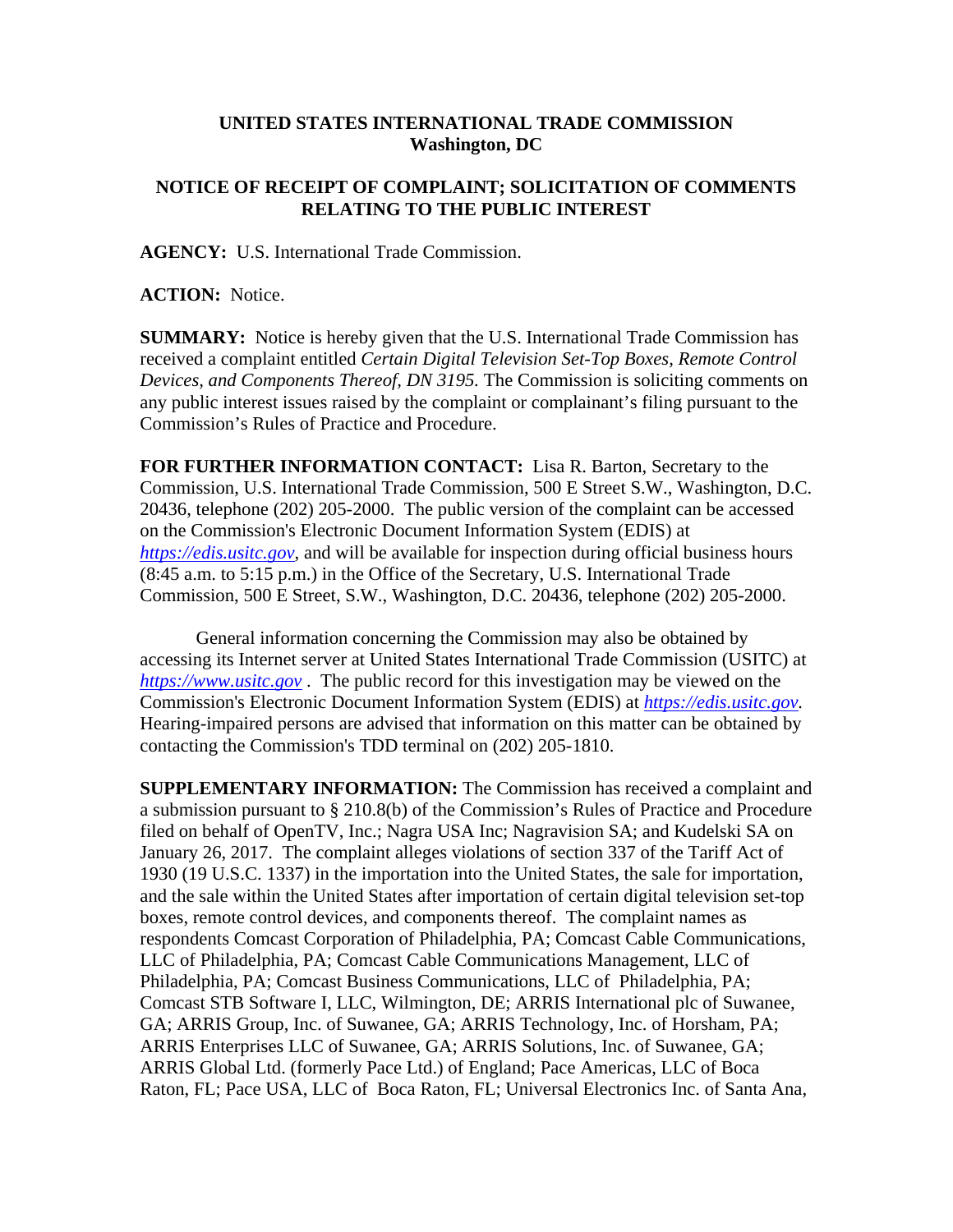**UNITED STATES INTERNATIONAL TRADE COMMISSION**
**Washington, DC**

**NOTICE OF RECEIPT OF COMPLAINT; SOLICITATION OF COMMENTS RELATING TO THE PUBLIC INTEREST**

**AGENCY:** U.S. International Trade Commission.

**ACTION:** Notice.

**SUMMARY:** Notice is hereby given that the U.S. International Trade Commission has received a complaint entitled *Certain Digital Television Set-Top Boxes, Remote Control Devices, and Components Thereof, DN 3195.* The Commission is soliciting comments on any public interest issues raised by the complaint or complainant's filing pursuant to the Commission's Rules of Practice and Procedure.

**FOR FURTHER INFORMATION CONTACT:** Lisa R. Barton, Secretary to the Commission, U.S. International Trade Commission, 500 E Street S.W., Washington, D.C. 20436, telephone (202) 205-2000. The public version of the complaint can be accessed on the Commission's Electronic Document Information System (EDIS) at *https://edis.usitc.gov*, and will be available for inspection during official business hours (8:45 a.m. to 5:15 p.m.) in the Office of the Secretary, U.S. International Trade Commission, 500 E Street, S.W., Washington, D.C. 20436, telephone (202) 205-2000.

General information concerning the Commission may also be obtained by accessing its Internet server at United States International Trade Commission (USITC) at *https://www.usitc.gov* . The public record for this investigation may be viewed on the Commission's Electronic Document Information System (EDIS) at *https://edis.usitc.gov*. Hearing-impaired persons are advised that information on this matter can be obtained by contacting the Commission's TDD terminal on (202) 205-1810.

**SUPPLEMENTARY INFORMATION:** The Commission has received a complaint and a submission pursuant to § 210.8(b) of the Commission's Rules of Practice and Procedure filed on behalf of OpenTV, Inc.; Nagra USA Inc; Nagravision SA; and Kudelski SA on January 26, 2017. The complaint alleges violations of section 337 of the Tariff Act of 1930 (19 U.S.C. 1337) in the importation into the United States, the sale for importation, and the sale within the United States after importation of certain digital television set-top boxes, remote control devices, and components thereof. The complaint names as respondents Comcast Corporation of Philadelphia, PA; Comcast Cable Communications, LLC of Philadelphia, PA; Comcast Cable Communications Management, LLC of Philadelphia, PA; Comcast Business Communications, LLC of Philadelphia, PA; Comcast STB Software I, LLC, Wilmington, DE; ARRIS International plc of Suwanee, GA; ARRIS Group, Inc. of Suwanee, GA; ARRIS Technology, Inc. of Horsham, PA; ARRIS Enterprises LLC of Suwanee, GA; ARRIS Solutions, Inc. of Suwanee, GA; ARRIS Global Ltd. (formerly Pace Ltd.) of England; Pace Americas, LLC of Boca Raton, FL; Pace USA, LLC of Boca Raton, FL; Universal Electronics Inc. of Santa Ana,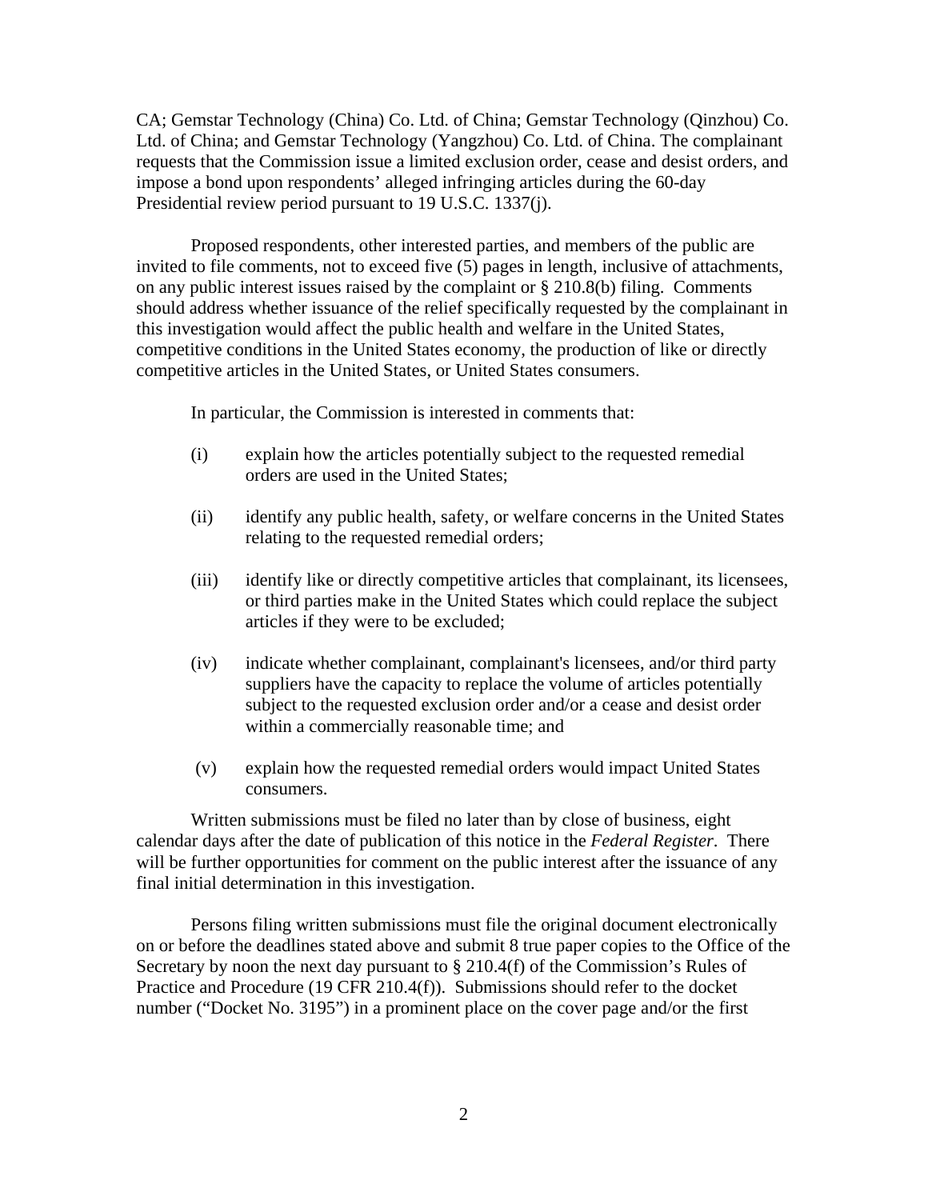CA; Gemstar Technology (China) Co. Ltd. of China; Gemstar Technology (Qinzhou) Co. Ltd. of China; and Gemstar Technology (Yangzhou) Co. Ltd. of China. The complainant requests that the Commission issue a limited exclusion order, cease and desist orders, and impose a bond upon respondents' alleged infringing articles during the 60-day Presidential review period pursuant to 19 U.S.C. 1337(j).

Proposed respondents, other interested parties, and members of the public are invited to file comments, not to exceed five (5) pages in length, inclusive of attachments, on any public interest issues raised by the complaint or § 210.8(b) filing. Comments should address whether issuance of the relief specifically requested by the complainant in this investigation would affect the public health and welfare in the United States, competitive conditions in the United States economy, the production of like or directly competitive articles in the United States, or United States consumers.

In particular, the Commission is interested in comments that:

(i) explain how the articles potentially subject to the requested remedial orders are used in the United States;

(ii) identify any public health, safety, or welfare concerns in the United States relating to the requested remedial orders;

(iii) identify like or directly competitive articles that complainant, its licensees, or third parties make in the United States which could replace the subject articles if they were to be excluded;

(iv) indicate whether complainant, complainant's licensees, and/or third party suppliers have the capacity to replace the volume of articles potentially subject to the requested exclusion order and/or a cease and desist order within a commercially reasonable time; and

(v) explain how the requested remedial orders would impact United States consumers.

Written submissions must be filed no later than by close of business, eight calendar days after the date of publication of this notice in the *Federal Register*. There will be further opportunities for comment on the public interest after the issuance of any final initial determination in this investigation.

Persons filing written submissions must file the original document electronically on or before the deadlines stated above and submit 8 true paper copies to the Office of the Secretary by noon the next day pursuant to § 210.4(f) of the Commission's Rules of Practice and Procedure (19 CFR 210.4(f)). Submissions should refer to the docket number ("Docket No. 3195") in a prominent place on the cover page and/or the first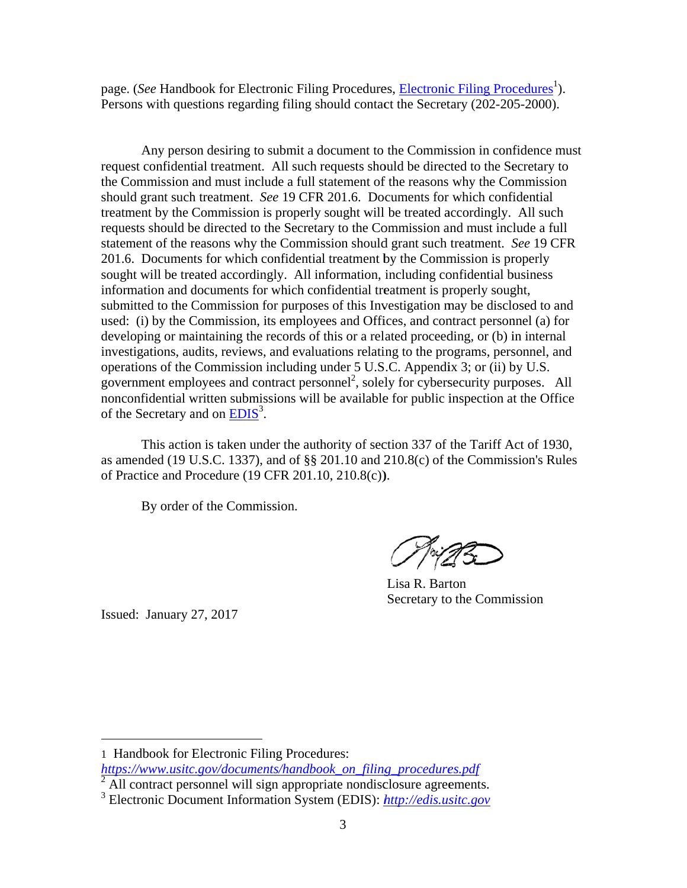page. (*See* Handbook for Electronic Filing Procedures, Electronic Filing Procedures[1]). Persons with questions regarding filing should contact the Secretary (202-205-2000).

Any person desiring to submit a document to the Commission in confidence must request confidential treatment. All such requests should be directed to the Secretary to the Commission and must include a full statement of the reasons why the Commission should grant such treatment. *See* 19 CFR 201.6. Documents for which confidential treatment by the Commission is properly sought will be treated accordingly. All such requests should be directed to the Secretary to the Commission and must include a full statement of the reasons why the Commission should grant such treatment. *See* 19 CFR 201.6. Documents for which confidential treatment by the Commission is properly sought will be treated accordingly. All information, including confidential business information and documents for which confidential treatment is properly sought, submitted to the Commission for purposes of this Investigation may be disclosed to and used: (i) by the Commission, its employees and Offices, and contract personnel (a) for developing or maintaining the records of this or a related proceeding, or (b) in internal investigations, audits, reviews, and evaluations relating to the programs, personnel, and operations of the Commission including under 5 U.S.C. Appendix 3; or (ii) by U.S. government employees and contract personnel[2], solely for cybersecurity purposes. All nonconfidential written submissions will be available for public inspection at the Office of the Secretary and on EDIS[3].

This action is taken under the authority of section 337 of the Tariff Act of 1930, as amended (19 U.S.C. 1337), and of §§ 201.10 and 210.8(c) of the Commission's Rules of Practice and Procedure (19 CFR 201.10, 210.8(c)**)**.

By order of the Commission.

Lisa R. Barton
Secretary to the Commission

Issued: January 27, 2017

---

1 Handbook for Electronic Filing Procedures: *https://www.usitc.gov/documents/handbook_on_filing_procedures.pdf*

2 All contract personnel will sign appropriate nondisclosure agreements.

3 Electronic Document Information System (EDIS): ***http://edis.usitc.gov***